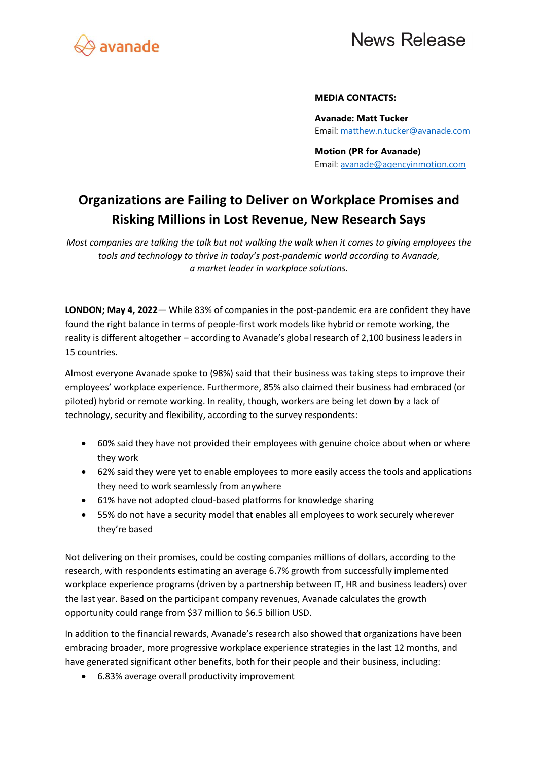avanade

News Release

**MEDIA CONTACTS:**

**Avanade: Matt Tucker**
Email: matthew.n.tucker@avanade.com

**Motion (PR for Avanade)**
Email: avanade@agencyinmotion.com

# Organizations are Failing to Deliver on Workplace Promises and Risking Millions in Lost Revenue, New Research Says

*Most companies are talking the talk but not walking the walk when it comes to giving employees the tools and technology to thrive in today's post-pandemic world according to Avanade, a market leader in workplace solutions.*

**LONDON; May 4, 2022**— While 83% of companies in the post-pandemic era are confident they have found the right balance in terms of people-first work models like hybrid or remote working, the reality is different altogether – according to Avanade's global research of 2,100 business leaders in 15 countries.

Almost everyone Avanade spoke to (98%) said that their business was taking steps to improve their employees' workplace experience. Furthermore, 85% also claimed their business had embraced (or piloted) hybrid or remote working. In reality, though, workers are being let down by a lack of technology, security and flexibility, according to the survey respondents:

- 60% said they have not provided their employees with genuine choice about when or where they work
- 62% said they were yet to enable employees to more easily access the tools and applications they need to work seamlessly from anywhere
- 61% have not adopted cloud-based platforms for knowledge sharing
- 55% do not have a security model that enables all employees to work securely wherever they're based

Not delivering on their promises, could be costing companies millions of dollars, according to the research, with respondents estimating an average 6.7% growth from successfully implemented workplace experience programs (driven by a partnership between IT, HR and business leaders) over the last year. Based on the participant company revenues, Avanade calculates the growth opportunity could range from $37 million to $6.5 billion USD.

In addition to the financial rewards, Avanade's research also showed that organizations have been embracing broader, more progressive workplace experience strategies in the last 12 months, and have generated significant other benefits, both for their people and their business, including:

- 6.83% average overall productivity improvement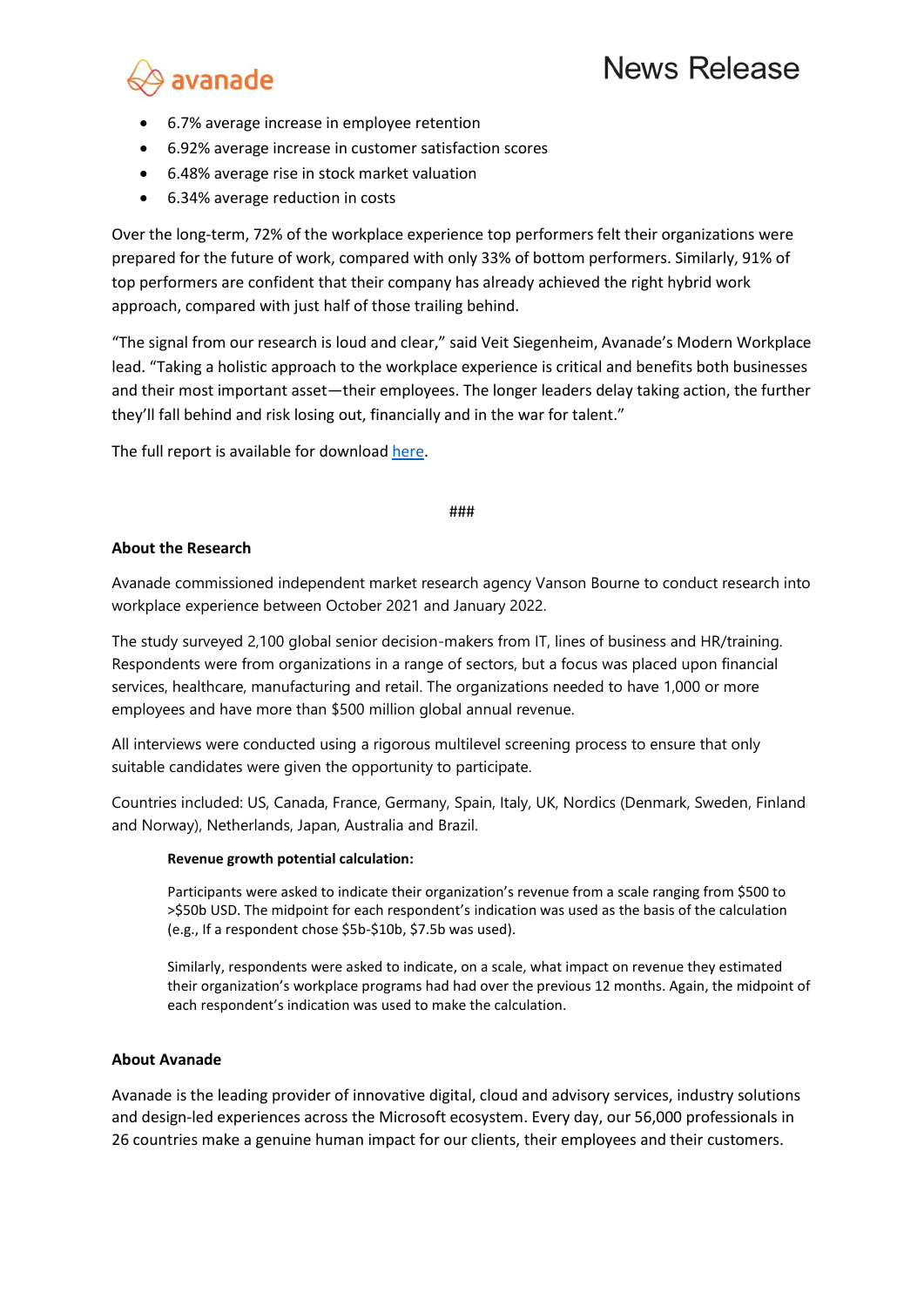- 6.7% average increase in employee retention
- 6.92% average increase in customer satisfaction scores
- 6.48% average rise in stock market valuation
- 6.34% average reduction in costs

Over the long-term, 72% of the workplace experience top performers felt their organizations were prepared for the future of work, compared with only 33% of bottom performers. Similarly, 91% of top performers are confident that their company has already achieved the right hybrid work approach, compared with just half of those trailing behind.

"The signal from our research is loud and clear," said Veit Siegenheim, Avanade's Modern Workplace lead. "Taking a holistic approach to the workplace experience is critical and benefits both businesses and their most important asset—their employees. The longer leaders delay taking action, the further they'll fall behind and risk losing out, financially and in the war for talent."

The full report is available for download here.

###

**About the Research**

Avanade commissioned independent market research agency Vanson Bourne to conduct research into workplace experience between October 2021 and January 2022.

The study surveyed 2,100 global senior decision-makers from IT, lines of business and HR/training. Respondents were from organizations in a range of sectors, but a focus was placed upon financial services, healthcare, manufacturing and retail. The organizations needed to have 1,000 or more employees and have more than $500 million global annual revenue.

All interviews were conducted using a rigorous multilevel screening process to ensure that only suitable candidates were given the opportunity to participate.

Countries included: US, Canada, France, Germany, Spain, Italy, UK, Nordics (Denmark, Sweden, Finland and Norway), Netherlands, Japan, Australia and Brazil.

**Revenue growth potential calculation:**

Participants were asked to indicate their organization's revenue from a scale ranging from $500 to >$50b USD. The midpoint for each respondent's indication was used as the basis of the calculation (e.g., If a respondent chose $5b-$10b, $7.5b was used).

Similarly, respondents were asked to indicate, on a scale, what impact on revenue they estimated their organization's workplace programs had had over the previous 12 months. Again, the midpoint of each respondent's indication was used to make the calculation.

**About Avanade**

Avanade is the leading provider of innovative digital, cloud and advisory services, industry solutions and design-led experiences across the Microsoft ecosystem. Every day, our 56,000 professionals in 26 countries make a genuine human impact for our clients, their employees and their customers.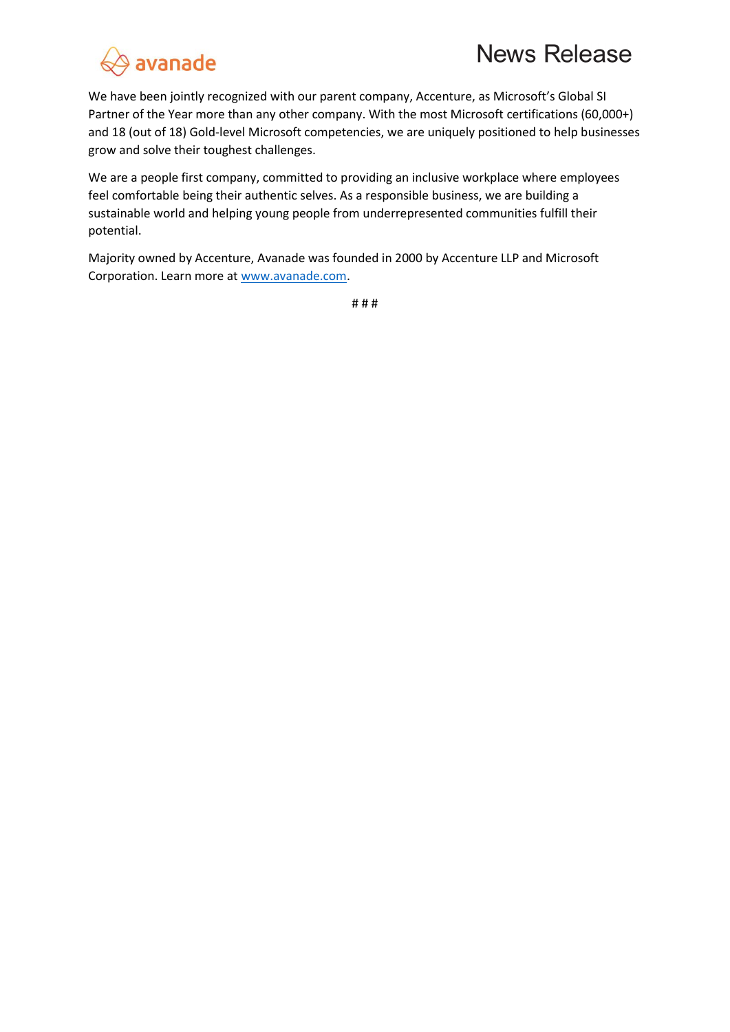We have been jointly recognized with our parent company, Accenture, as Microsoft's Global SI Partner of the Year more than any other company. With the most Microsoft certifications (60,000+) and 18 (out of 18) Gold-level Microsoft competencies, we are uniquely positioned to help businesses grow and solve their toughest challenges.

We are a people first company, committed to providing an inclusive workplace where employees feel comfortable being their authentic selves. As a responsible business, we are building a sustainable world and helping young people from underrepresented communities fulfill their potential.

Majority owned by Accenture, Avanade was founded in 2000 by Accenture LLP and Microsoft Corporation. Learn more at [www.avanade.com](http://www.avanade.com).

# # #